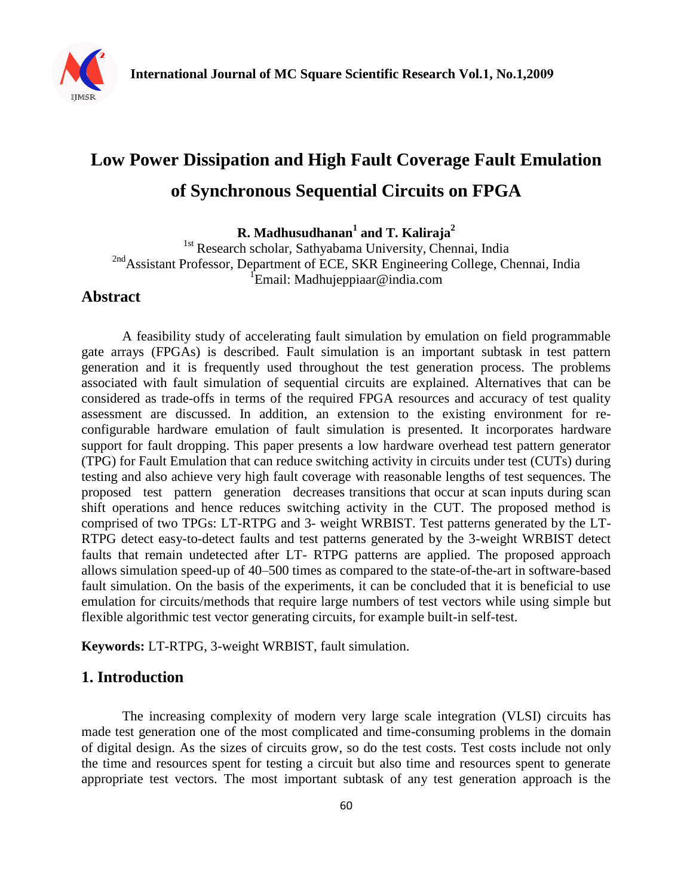# Low Power Dissipation and High Fault Coverage Fault Emulation of Synchronous Sequential Circuits on FPGA

**R. Madhusudhanan[1] and T. Kaliraja[2]**

[1st] Research scholar, Sathyabama University, Chennai, India
[2nd] Assistant Professor, Department of ECE, SKR Engineering College, Chennai, India
[1] Email: Madhujeppiaar@india.com

## Abstract

A feasibility study of accelerating fault simulation by emulation on field programmable gate arrays (FPGAs) is described. Fault simulation is an important subtask in test pattern generation and it is frequently used throughout the test generation process. The problems associated with fault simulation of sequential circuits are explained. Alternatives that can be considered as trade-offs in terms of the required FPGA resources and accuracy of test quality assessment are discussed. In addition, an extension to the existing environment for re-configurable hardware emulation of fault simulation is presented. It incorporates hardware support for fault dropping. This paper presents a low hardware overhead test pattern generator (TPG) for Fault Emulation that can reduce switching activity in circuits under test (CUTs) during testing and also achieve very high fault coverage with reasonable lengths of test sequences. The proposed test pattern generation decreases transitions that occur at scan inputs during scan shift operations and hence reduces switching activity in the CUT. The proposed method is comprised of two TPGs: LT-RTPG and 3- weight WRBIST. Test patterns generated by the LT-RTPG detect easy-to-detect faults and test patterns generated by the 3-weight WRBIST detect faults that remain undetected after LT- RTPG patterns are applied. The proposed approach allows simulation speed-up of 40–500 times as compared to the state-of-the-art in software-based fault simulation. On the basis of the experiments, it can be concluded that it is beneficial to use emulation for circuits/methods that require large numbers of test vectors while using simple but flexible algorithmic test vector generating circuits, for example built-in self-test.

**Keywords:** LT-RTPG, 3-weight WRBIST, fault simulation.

## 1. Introduction

The increasing complexity of modern very large scale integration (VLSI) circuits has made test generation one of the most complicated and time-consuming problems in the domain of digital design. As the sizes of circuits grow, so do the test costs. Test costs include not only the time and resources spent for testing a circuit but also time and resources spent to generate appropriate test vectors. The most important subtask of any test generation approach is the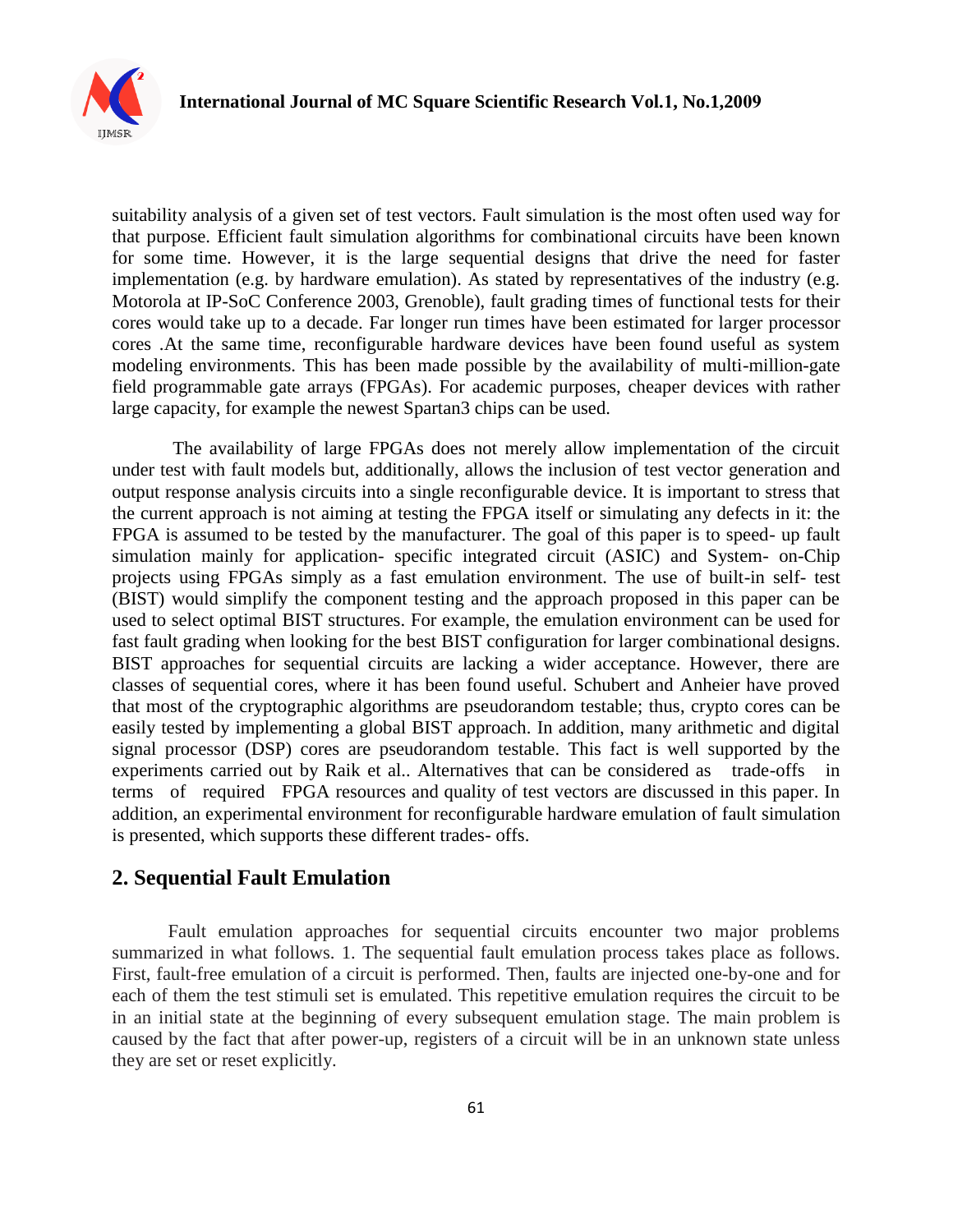suitability analysis of a given set of test vectors. Fault simulation is the most often used way for that purpose. Efficient fault simulation algorithms for combinational circuits have been known for some time. However, it is the large sequential designs that drive the need for faster implementation (e.g. by hardware emulation). As stated by representatives of the industry (e.g. Motorola at IP-SoC Conference 2003, Grenoble), fault grading times of functional tests for their cores would take up to a decade. Far longer run times have been estimated for larger processor cores .At the same time, reconfigurable hardware devices have been found useful as system modeling environments. This has been made possible by the availability of multi-million-gate field programmable gate arrays (FPGAs). For academic purposes, cheaper devices with rather large capacity, for example the newest Spartan3 chips can be used.

The availability of large FPGAs does not merely allow implementation of the circuit under test with fault models but, additionally, allows the inclusion of test vector generation and output response analysis circuits into a single reconfigurable device. It is important to stress that the current approach is not aiming at testing the FPGA itself or simulating any defects in it: the FPGA is assumed to be tested by the manufacturer. The goal of this paper is to speed- up fault simulation mainly for application- specific integrated circuit (ASIC) and System- on-Chip projects using FPGAs simply as a fast emulation environment. The use of built-in self- test (BIST) would simplify the component testing and the approach proposed in this paper can be used to select optimal BIST structures. For example, the emulation environment can be used for fast fault grading when looking for the best BIST configuration for larger combinational designs. BIST approaches for sequential circuits are lacking a wider acceptance. However, there are classes of sequential cores, where it has been found useful. Schubert and Anheier have proved that most of the cryptographic algorithms are pseudorandom testable; thus, crypto cores can be easily tested by implementing a global BIST approach. In addition, many arithmetic and digital signal processor (DSP) cores are pseudorandom testable. This fact is well supported by the experiments carried out by Raik et al.. Alternatives that can be considered as trade-offs in terms of required FPGA resources and quality of test vectors are discussed in this paper. In addition, an experimental environment for reconfigurable hardware emulation of fault simulation is presented, which supports these different trades- offs.

## 2. Sequential Fault Emulation

Fault emulation approaches for sequential circuits encounter two major problems summarized in what follows. 1. The sequential fault emulation process takes place as follows. First, fault-free emulation of a circuit is performed. Then, faults are injected one-by-one and for each of them the test stimuli set is emulated. This repetitive emulation requires the circuit to be in an initial state at the beginning of every subsequent emulation stage. The main problem is caused by the fact that after power-up, registers of a circuit will be in an unknown state unless they are set or reset explicitly.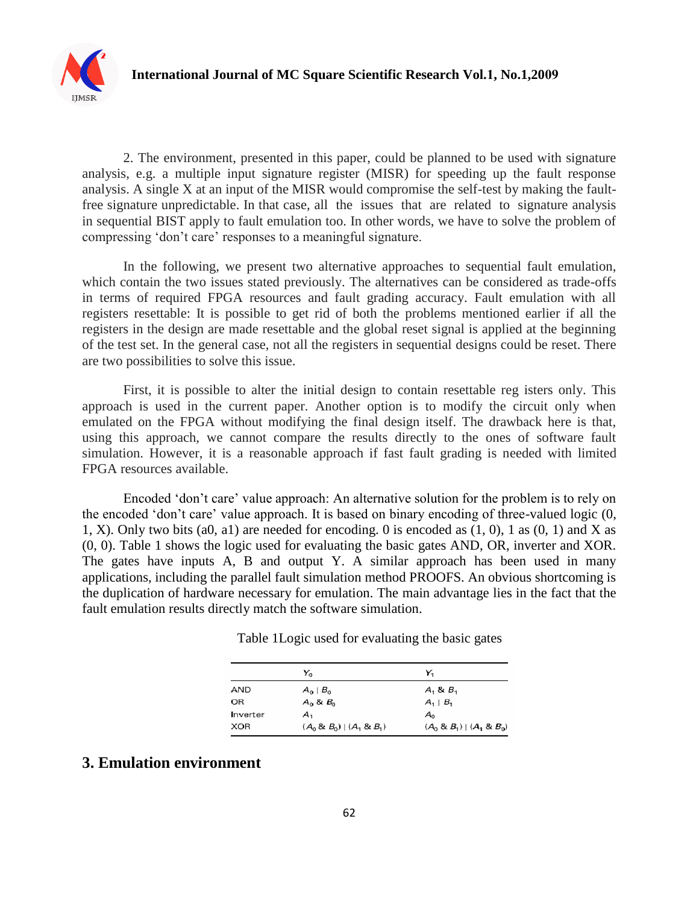2. The environment, presented in this paper, could be planned to be used with signature analysis, e.g. a multiple input signature register (MISR) for speeding up the fault response analysis. A single X at an input of the MISR would compromise the self-test by making the fault-free signature unpredictable. In that case, all the issues that are related to signature analysis in sequential BIST apply to fault emulation too. In other words, we have to solve the problem of compressing 'don't care' responses to a meaningful signature.

In the following, we present two alternative approaches to sequential fault emulation, which contain the two issues stated previously. The alternatives can be considered as trade-offs in terms of required FPGA resources and fault grading accuracy. Fault emulation with all registers resettable: It is possible to get rid of both the problems mentioned earlier if all the registers in the design are made resettable and the global reset signal is applied at the beginning of the test set. In the general case, not all the registers in sequential designs could be reset. There are two possibilities to solve this issue.

First, it is possible to alter the initial design to contain resettable reg isters only. This approach is used in the current paper. Another option is to modify the circuit only when emulated on the FPGA without modifying the final design itself. The drawback here is that, using this approach, we cannot compare the results directly to the ones of software fault simulation. However, it is a reasonable approach if fast fault grading is needed with limited FPGA resources available.

Encoded 'don't care' value approach: An alternative solution for the problem is to rely on the encoded 'don't care' value approach. It is based on binary encoding of three-valued logic (0, 1, X). Only two bits (a0, a1) are needed for encoding. 0 is encoded as (1, 0), 1 as (0, 1) and X as (0, 0). Table 1 shows the logic used for evaluating the basic gates AND, OR, inverter and XOR. The gates have inputs A, B and output Y. A similar approach has been used in many applications, including the parallel fault simulation method PROOFS. An obvious shortcoming is the duplication of hardware necessary for emulation. The main advantage lies in the fact that the fault emulation results directly match the software simulation.

Table 1Logic used for evaluating the basic gates

| | $Y_0$ | $Y_1$ |
|---|---|---|
| AND | $A_0 \mid B_0$ | $A_1 \,\&\, B_1$ |
| OR | $A_0 \,\&\, B_0$ | $A_1 \mid B_1$ |
| Inverter | $A_1$ | $A_0$ |
| XOR | $(A_0 \,\&\, B_0) \mid (A_1 \,\&\, B_1)$ | $(A_0 \,\&\, B_1) \mid (A_1 \,\&\, B_0)$ |

## 3. Emulation environment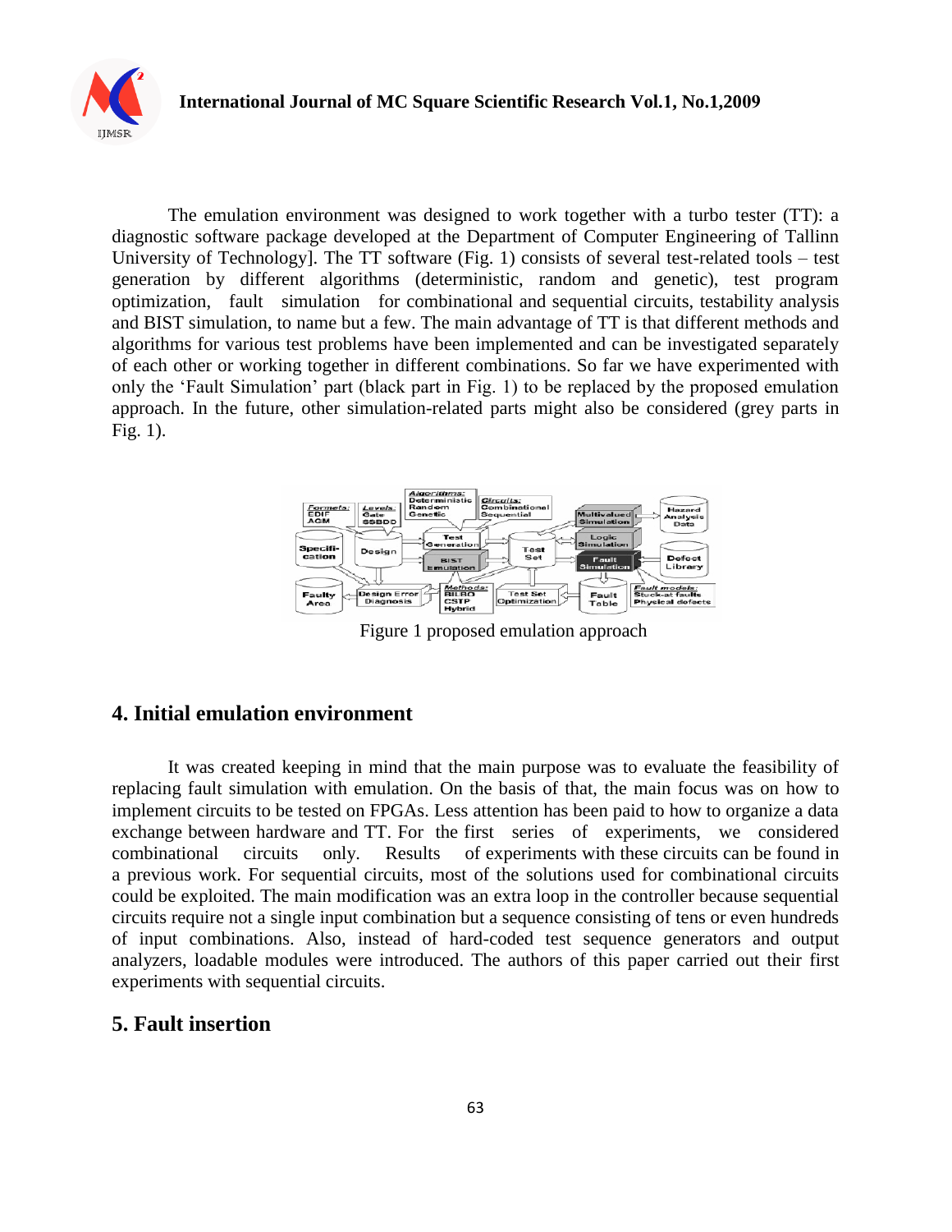The emulation environment was designed to work together with a turbo tester (TT): a diagnostic software package developed at the Department of Computer Engineering of Tallinn University of Technology]. The TT software (Fig. 1) consists of several test-related tools – test generation by different algorithms (deterministic, random and genetic), test program optimization, fault simulation for combinational and sequential circuits, testability analysis and BIST simulation, to name but a few. The main advantage of TT is that different methods and algorithms for various test problems have been implemented and can be investigated separately of each other or working together in different combinations. So far we have experimented with only the 'Fault Simulation' part (black part in Fig. 1) to be replaced by the proposed emulation approach. In the future, other simulation-related parts might also be considered (grey parts in Fig. 1).

Figure 1 proposed emulation approach

## 4. Initial emulation environment

It was created keeping in mind that the main purpose was to evaluate the feasibility of replacing fault simulation with emulation. On the basis of that, the main focus was on how to implement circuits to be tested on FPGAs. Less attention has been paid to how to organize a data exchange between hardware and TT. For the first series of experiments, we considered combinational circuits only. Results of experiments with these circuits can be found in a previous work. For sequential circuits, most of the solutions used for combinational circuits could be exploited. The main modification was an extra loop in the controller because sequential circuits require not a single input combination but a sequence consisting of tens or even hundreds of input combinations. Also, instead of hard-coded test sequence generators and output analyzers, loadable modules were introduced. The authors of this paper carried out their first experiments with sequential circuits.

## 5. Fault insertion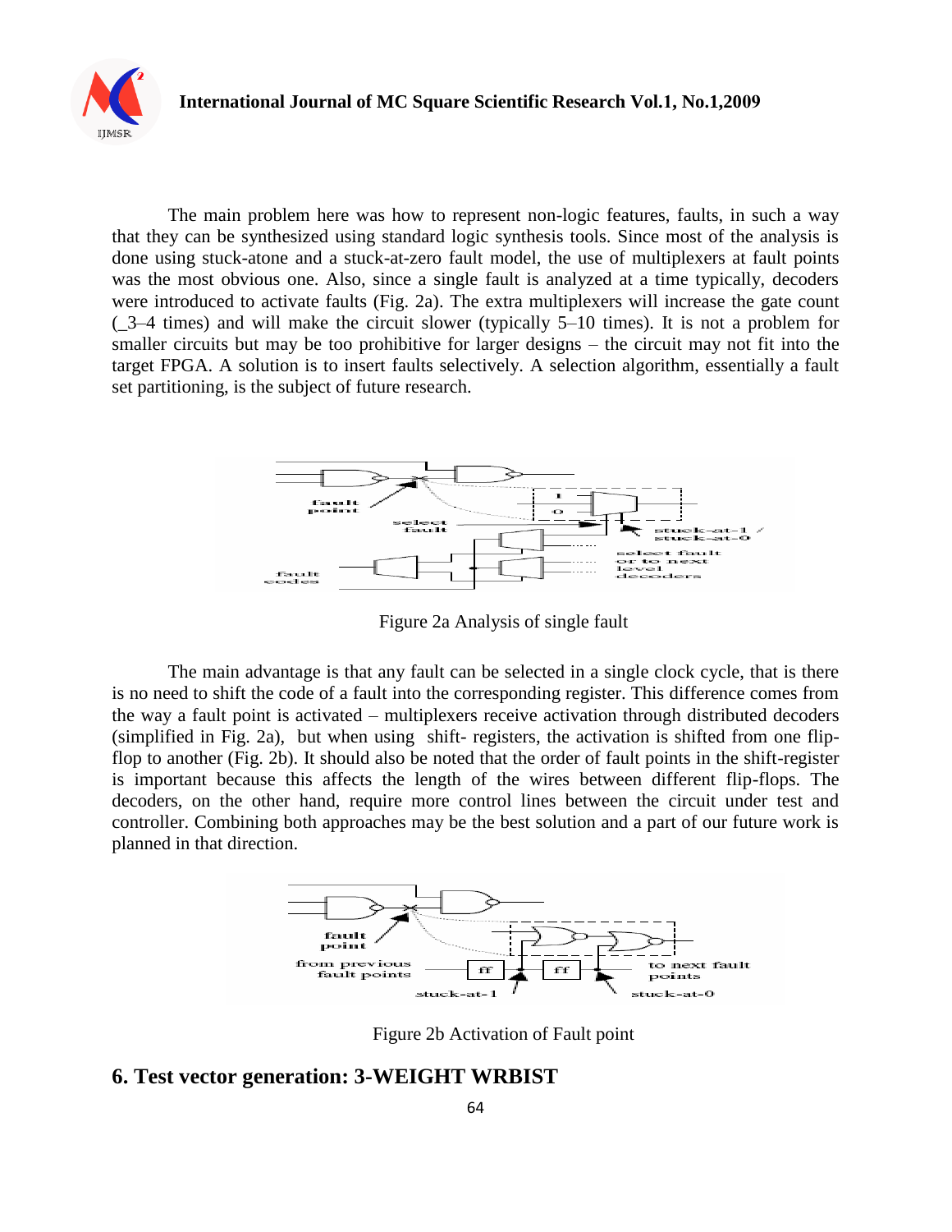The main problem here was how to represent non-logic features, faults, in such a way that they can be synthesized using standard logic synthesis tools. Since most of the analysis is done using stuck-atone and a stuck-at-zero fault model, the use of multiplexers at fault points was the most obvious one. Also, since a single fault is analyzed at a time typically, decoders were introduced to activate faults (Fig. 2a). The extra multiplexers will increase the gate count (_3–4 times) and will make the circuit slower (typically 5–10 times). It is not a problem for smaller circuits but may be too prohibitive for larger designs – the circuit may not fit into the target FPGA. A solution is to insert faults selectively. A selection algorithm, essentially a fault set partitioning, is the subject of future research.

Figure 2a Analysis of single fault

The main advantage is that any fault can be selected in a single clock cycle, that is there is no need to shift the code of a fault into the corresponding register. This difference comes from the way a fault point is activated – multiplexers receive activation through distributed decoders (simplified in Fig. 2a), but when using shift- registers, the activation is shifted from one flip-flop to another (Fig. 2b). It should also be noted that the order of fault points in the shift-register is important because this affects the length of the wires between different flip-flops. The decoders, on the other hand, require more control lines between the circuit under test and controller. Combining both approaches may be the best solution and a part of our future work is planned in that direction.

Figure 2b Activation of Fault point

## 6. Test vector generation: 3-WEIGHT WRBIST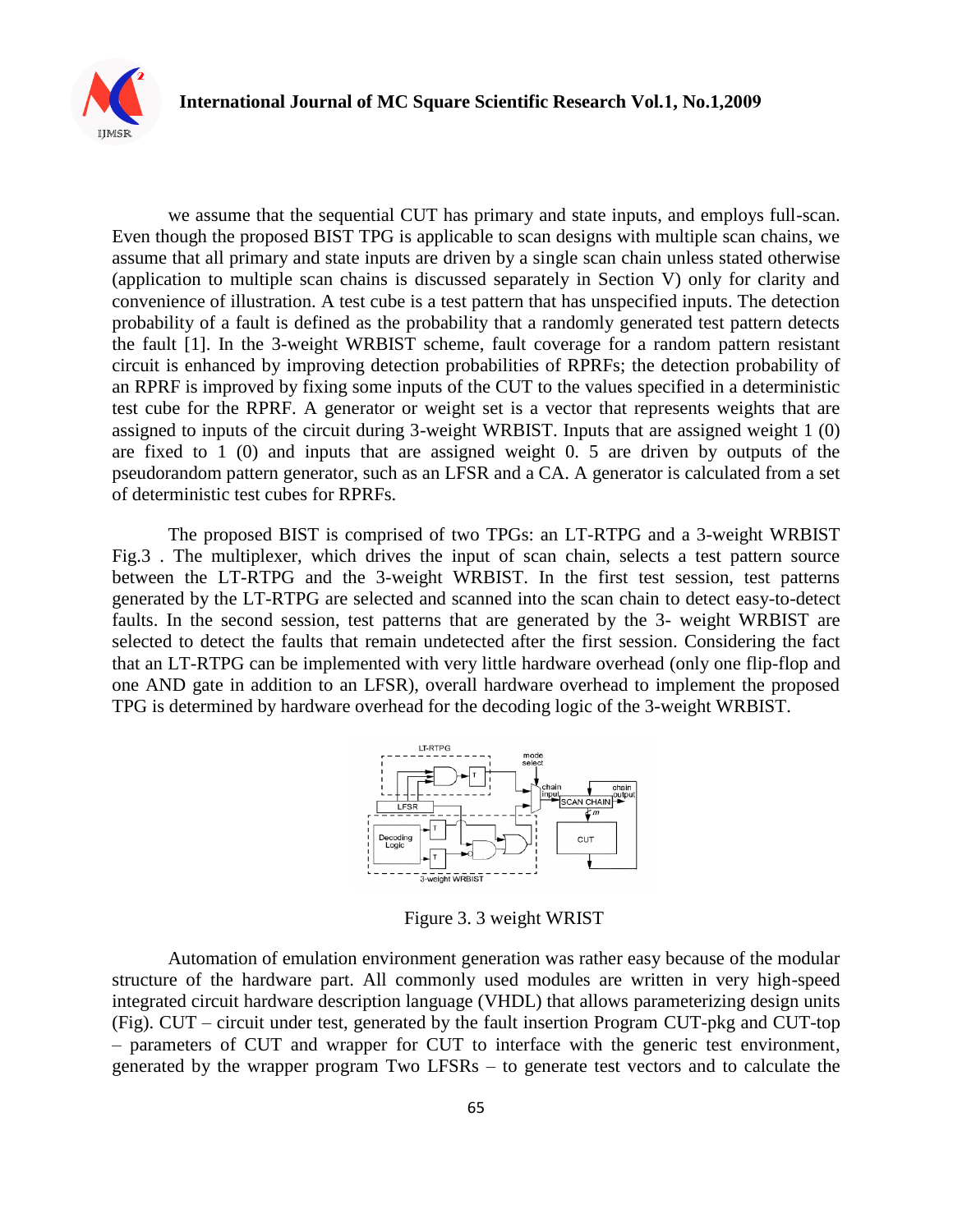we assume that the sequential CUT has primary and state inputs, and employs full-scan. Even though the proposed BIST TPG is applicable to scan designs with multiple scan chains, we assume that all primary and state inputs are driven by a single scan chain unless stated otherwise (application to multiple scan chains is discussed separately in Section V) only for clarity and convenience of illustration. A test cube is a test pattern that has unspecified inputs. The detection probability of a fault is defined as the probability that a randomly generated test pattern detects the fault [1]. In the 3-weight WRBIST scheme, fault coverage for a random pattern resistant circuit is enhanced by improving detection probabilities of RPRFs; the detection probability of an RPRF is improved by fixing some inputs of the CUT to the values specified in a deterministic test cube for the RPRF. A generator or weight set is a vector that represents weights that are assigned to inputs of the circuit during 3-weight WRBIST. Inputs that are assigned weight 1 (0) are fixed to 1 (0) and inputs that are assigned weight 0. 5 are driven by outputs of the pseudorandom pattern generator, such as an LFSR and a CA. A generator is calculated from a set of deterministic test cubes for RPRFs.

The proposed BIST is comprised of two TPGs: an LT-RTPG and a 3-weight WRBIST Fig.3 . The multiplexer, which drives the input of scan chain, selects a test pattern source between the LT-RTPG and the 3-weight WRBIST. In the first test session, test patterns generated by the LT-RTPG are selected and scanned into the scan chain to detect easy-to-detect faults. In the second session, test patterns that are generated by the 3- weight WRBIST are selected to detect the faults that remain undetected after the first session. Considering the fact that an LT-RTPG can be implemented with very little hardware overhead (only one flip-flop and one AND gate in addition to an LFSR), overall hardware overhead to implement the proposed TPG is determined by hardware overhead for the decoding logic of the 3-weight WRBIST.

Figure 3. 3 weight WRIST

Automation of emulation environment generation was rather easy because of the modular structure of the hardware part. All commonly used modules are written in very high-speed integrated circuit hardware description language (VHDL) that allows parameterizing design units (Fig). CUT – circuit under test, generated by the fault insertion Program CUT-pkg and CUT-top – parameters of CUT and wrapper for CUT to interface with the generic test environment, generated by the wrapper program Two LFSRs – to generate test vectors and to calculate the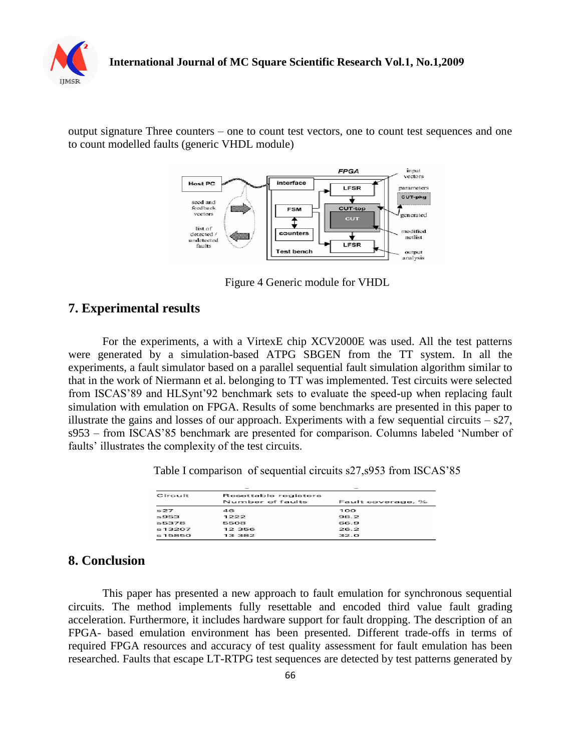output signature Three counters – one to count test vectors, one to count test sequences and one to count modelled faults (generic VHDL module)

Figure 4 Generic module for VHDL

## 7. Experimental results

For the experiments, a with a VirtexE chip XCV2000E was used. All the test patterns were generated by a simulation-based ATPG SBGEN from the TT system. In all the experiments, a fault simulator based on a parallel sequential fault simulation algorithm similar to that in the work of Niermann et al. belonging to TT was implemented. Test circuits were selected from ISCAS'89 and HLSynt'92 benchmark sets to evaluate the speed-up when replacing fault simulation with emulation on FPGA. Results of some benchmarks are presented in this paper to illustrate the gains and losses of our approach. Experiments with a few sequential circuits – s27, s953 – from ISCAS'85 benchmark are presented for comparison. Columns labeled 'Number of faults' illustrates the complexity of the test circuits.

Table I comparison of sequential circuits s27,s953 from ISCAS'85

| Circuit | Resettable registers<br>Number of faults | Fault coverage, % |
|---|---|---|
| s27 | 46 | 100 |
| s953 | 1222 | 98.2 |
| s5378 | 5508 | 66.9 |
| s13207 | 12 356 | 26.2 |
| s15850 | 13 382 | 32.0 |

## 8. Conclusion

This paper has presented a new approach to fault emulation for synchronous sequential circuits. The method implements fully resettable and encoded third value fault grading acceleration. Furthermore, it includes hardware support for fault dropping. The description of an FPGA- based emulation environment has been presented. Different trade-offs in terms of required FPGA resources and accuracy of test quality assessment for fault emulation has been researched. Faults that escape LT-RTPG test sequences are detected by test patterns generated by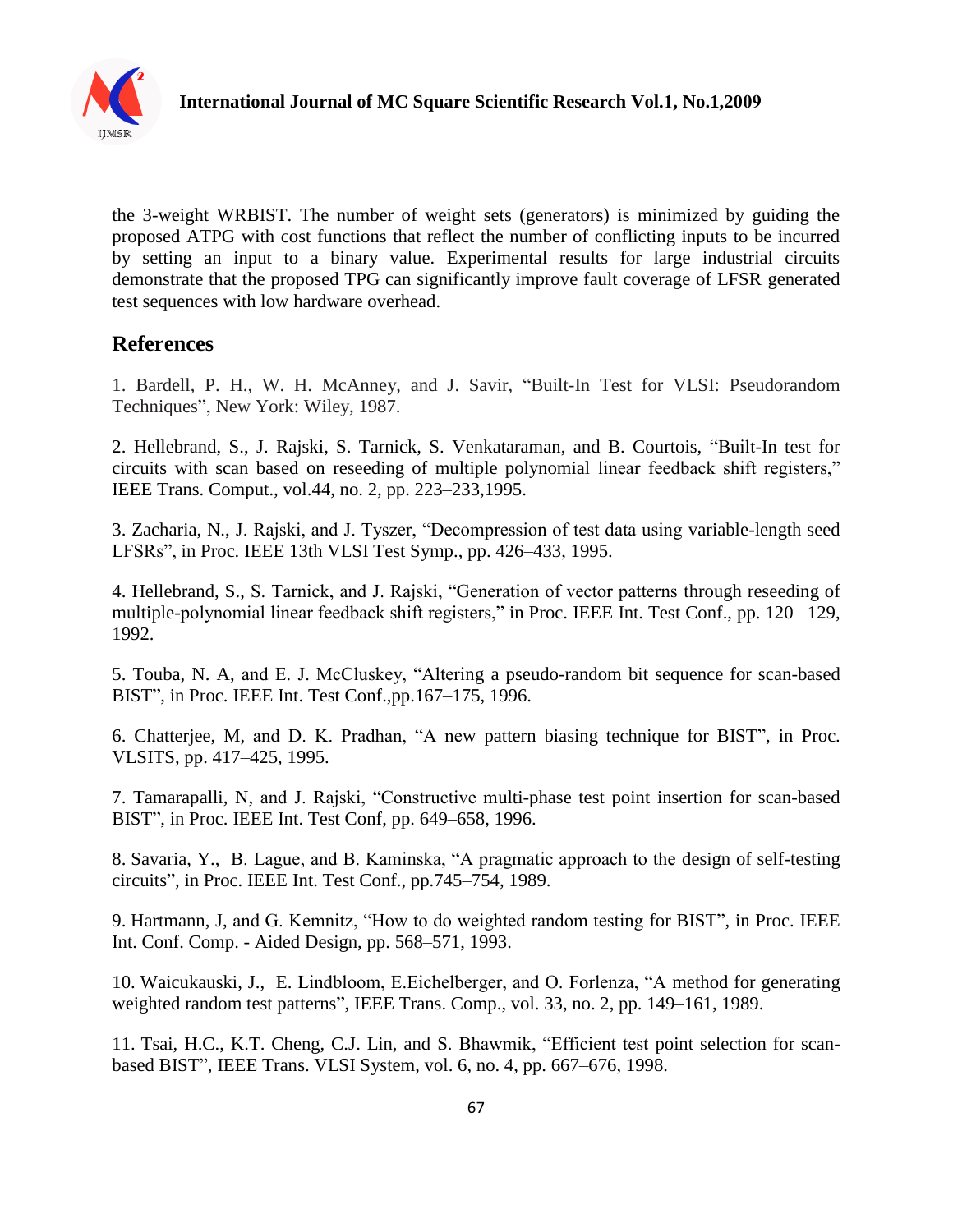the 3-weight WRBIST. The number of weight sets (generators) is minimized by guiding the proposed ATPG with cost functions that reflect the number of conflicting inputs to be incurred by setting an input to a binary value. Experimental results for large industrial circuits demonstrate that the proposed TPG can significantly improve fault coverage of LFSR generated test sequences with low hardware overhead.

## References

1. Bardell, P. H., W. H. McAnney, and J. Savir, "Built-In Test for VLSI: Pseudorandom Techniques", New York: Wiley, 1987.

2. Hellebrand, S., J. Rajski, S. Tarnick, S. Venkataraman, and B. Courtois, "Built-In test for circuits with scan based on reseeding of multiple polynomial linear feedback shift registers," IEEE Trans. Comput., vol.44, no. 2, pp. 223–233,1995.

3. Zacharia, N., J. Rajski, and J. Tyszer, "Decompression of test data using variable-length seed LFSRs", in Proc. IEEE 13th VLSI Test Symp., pp. 426–433, 1995.

4. Hellebrand, S., S. Tarnick, and J. Rajski, "Generation of vector patterns through reseeding of multiple-polynomial linear feedback shift registers," in Proc. IEEE Int. Test Conf., pp. 120– 129, 1992.

5. Touba, N. A, and E. J. McCluskey, "Altering a pseudo-random bit sequence for scan-based BIST", in Proc. IEEE Int. Test Conf.,pp.167–175, 1996.

6. Chatterjee, M, and D. K. Pradhan, "A new pattern biasing technique for BIST", in Proc. VLSITS, pp. 417–425, 1995.

7. Tamarapalli, N, and J. Rajski, "Constructive multi-phase test point insertion for scan-based BIST", in Proc. IEEE Int. Test Conf, pp. 649–658, 1996.

8. Savaria, Y., B. Lague, and B. Kaminska, "A pragmatic approach to the design of self-testing circuits", in Proc. IEEE Int. Test Conf., pp.745–754, 1989.

9. Hartmann, J, and G. Kemnitz, "How to do weighted random testing for BIST", in Proc. IEEE Int. Conf. Comp. - Aided Design, pp. 568–571, 1993.

10. Waicukauski, J., E. Lindbloom, E.Eichelberger, and O. Forlenza, "A method for generating weighted random test patterns", IEEE Trans. Comp., vol. 33, no. 2, pp. 149–161, 1989.

11. Tsai, H.C., K.T. Cheng, C.J. Lin, and S. Bhawmik, "Efficient test point selection for scan-based BIST", IEEE Trans. VLSI System, vol. 6, no. 4, pp. 667–676, 1998.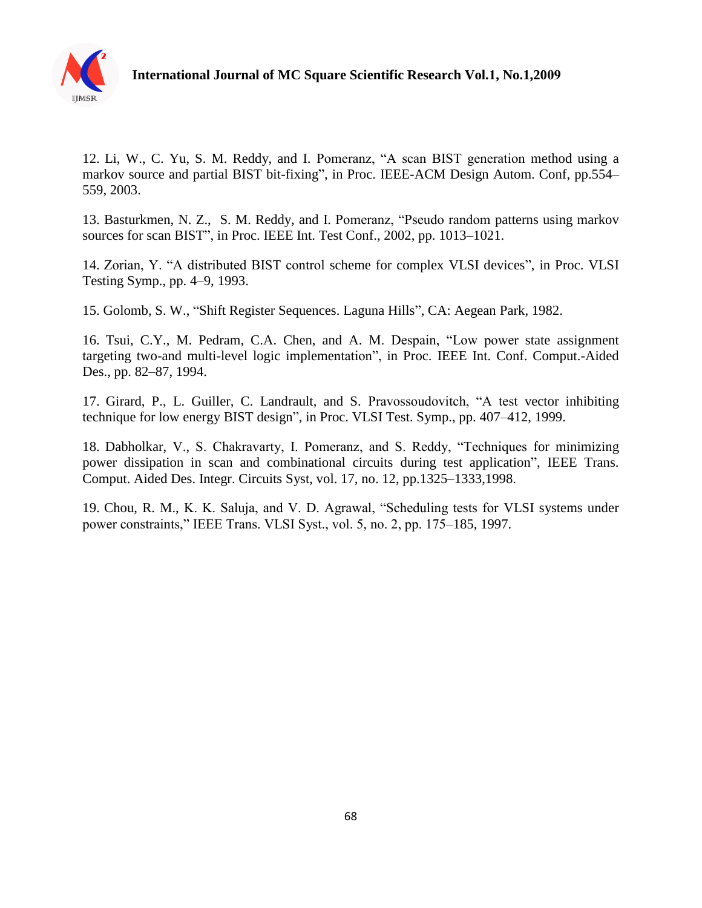12. Li, W., C. Yu, S. M. Reddy, and I. Pomeranz, “A scan BIST generation method using a markov source and partial BIST bit-fixing”, in Proc. IEEE-ACM Design Autom. Conf, pp.554–559, 2003.

13. Basturkmen, N. Z., S. M. Reddy, and I. Pomeranz, “Pseudo random patterns using markov sources for scan BIST”, in Proc. IEEE Int. Test Conf., 2002, pp. 1013–1021.

14. Zorian, Y. “A distributed BIST control scheme for complex VLSI devices”, in Proc. VLSI Testing Symp., pp. 4–9, 1993.

15. Golomb, S. W., “Shift Register Sequences. Laguna Hills”, CA: Aegean Park, 1982.

16. Tsui, C.Y., M. Pedram, C.A. Chen, and A. M. Despain, “Low power state assignment targeting two-and multi-level logic implementation”, in Proc. IEEE Int. Conf. Comput.-Aided Des., pp. 82–87, 1994.

17. Girard, P., L. Guiller, C. Landrault, and S. Pravossoudovitch, “A test vector inhibiting technique for low energy BIST design”, in Proc. VLSI Test. Symp., pp. 407–412, 1999.

18. Dabholkar, V., S. Chakravarty, I. Pomeranz, and S. Reddy, “Techniques for minimizing power dissipation in scan and combinational circuits during test application”, IEEE Trans. Comput. Aided Des. Integr. Circuits Syst, vol. 17, no. 12, pp.1325–1333,1998.

19. Chou, R. M., K. K. Saluja, and V. D. Agrawal, “Scheduling tests for VLSI systems under power constraints,” IEEE Trans. VLSI Syst., vol. 5, no. 2, pp. 175–185, 1997.